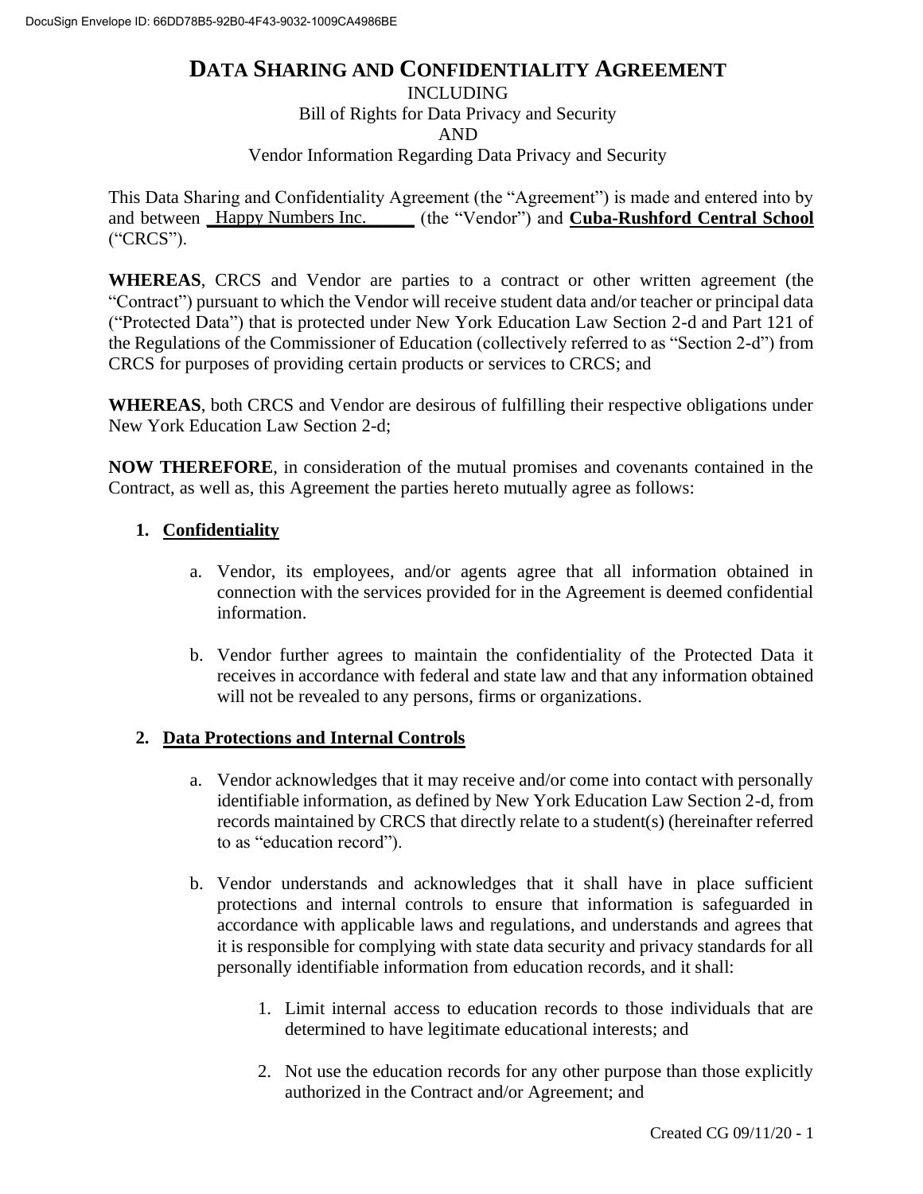# DATA SHARING AND CONFIDENTIALITY AGREEMENT

INCLUDING
Bill of Rights for Data Privacy and Security
AND
Vendor Information Regarding Data Privacy and Security

This Data Sharing and Confidentiality Agreement (the "Agreement") is made and entered into by and between Happy Numbers Inc. (the "Vendor") and **Cuba-Rushford Central School** ("CRCS").

**WHEREAS**, CRCS and Vendor are parties to a contract or other written agreement (the "Contract") pursuant to which the Vendor will receive student data and/or teacher or principal data ("Protected Data") that is protected under New York Education Law Section 2-d and Part 121 of the Regulations of the Commissioner of Education (collectively referred to as "Section 2-d") from CRCS for purposes of providing certain products or services to CRCS; and

**WHEREAS**, both CRCS and Vendor are desirous of fulfilling their respective obligations under New York Education Law Section 2-d;

**NOW THEREFORE**, in consideration of the mutual promises and covenants contained in the Contract, as well as, this Agreement the parties hereto mutually agree as follows:

1. **Confidentiality**

   a. Vendor, its employees, and/or agents agree that all information obtained in connection with the services provided for in the Agreement is deemed confidential information.

   b. Vendor further agrees to maintain the confidentiality of the Protected Data it receives in accordance with federal and state law and that any information obtained will not be revealed to any persons, firms or organizations.

2. **Data Protections and Internal Controls**

   a. Vendor acknowledges that it may receive and/or come into contact with personally identifiable information, as defined by New York Education Law Section 2-d, from records maintained by CRCS that directly relate to a student(s) (hereinafter referred to as "education record").

   b. Vendor understands and acknowledges that it shall have in place sufficient protections and internal controls to ensure that information is safeguarded in accordance with applicable laws and regulations, and understands and agrees that it is responsible for complying with state data security and privacy standards for all personally identifiable information from education records, and it shall:

      1. Limit internal access to education records to those individuals that are determined to have legitimate educational interests; and

      2. Not use the education records for any other purpose than those explicitly authorized in the Contract and/or Agreement; and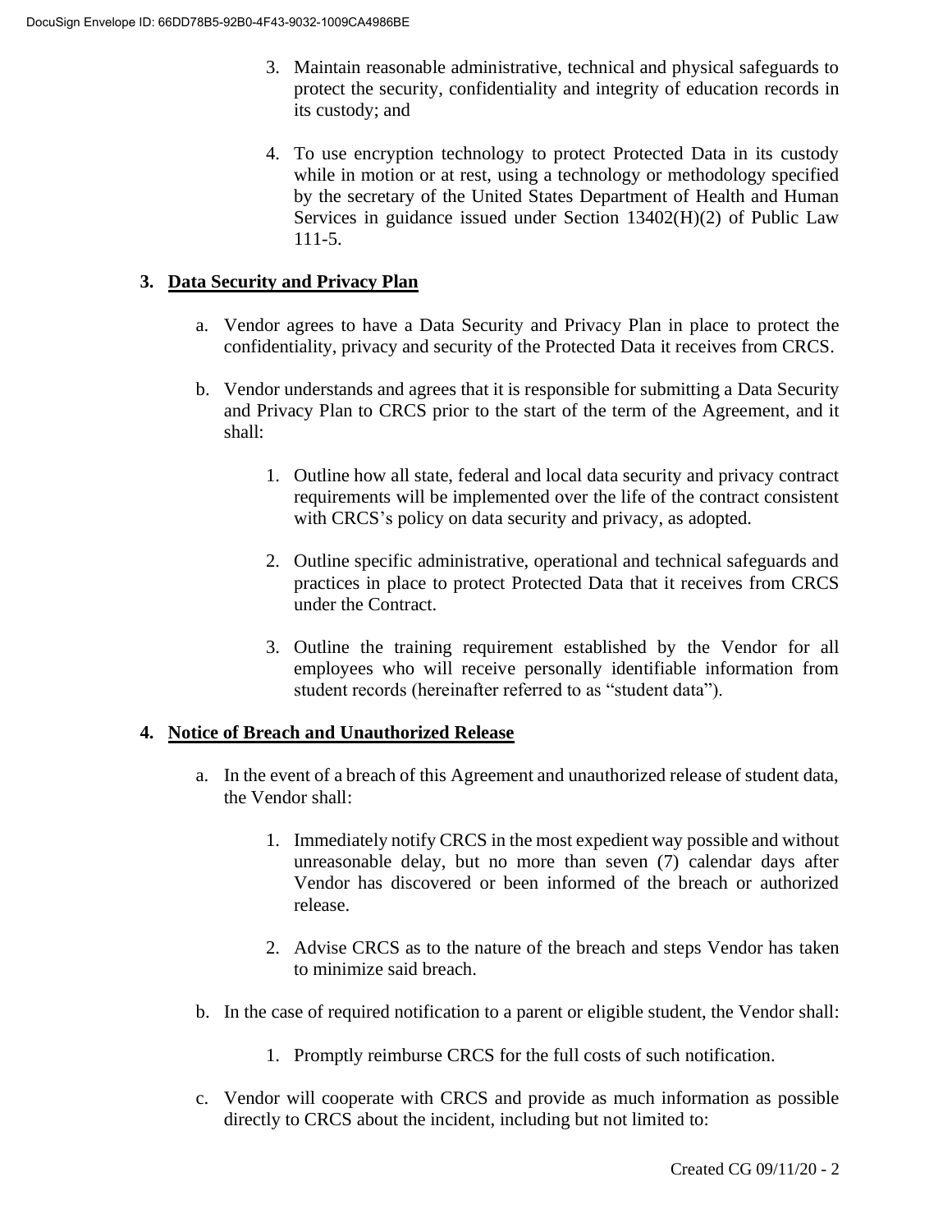3. Maintain reasonable administrative, technical and physical safeguards to protect the security, confidentiality and integrity of education records in its custody; and

4. To use encryption technology to protect Protected Data in its custody while in motion or at rest, using a technology or methodology specified by the secretary of the United States Department of Health and Human Services in guidance issued under Section 13402(H)(2) of Public Law 111-5.

## 3. Data Security and Privacy Plan

a. Vendor agrees to have a Data Security and Privacy Plan in place to protect the confidentiality, privacy and security of the Protected Data it receives from CRCS.

b. Vendor understands and agrees that it is responsible for submitting a Data Security and Privacy Plan to CRCS prior to the start of the term of the Agreement, and it shall:

   1. Outline how all state, federal and local data security and privacy contract requirements will be implemented over the life of the contract consistent with CRCS's policy on data security and privacy, as adopted.

   2. Outline specific administrative, operational and technical safeguards and practices in place to protect Protected Data that it receives from CRCS under the Contract.

   3. Outline the training requirement established by the Vendor for all employees who will receive personally identifiable information from student records (hereinafter referred to as "student data").

## 4. Notice of Breach and Unauthorized Release

a. In the event of a breach of this Agreement and unauthorized release of student data, the Vendor shall:

   1. Immediately notify CRCS in the most expedient way possible and without unreasonable delay, but no more than seven (7) calendar days after Vendor has discovered or been informed of the breach or authorized release.

   2. Advise CRCS as to the nature of the breach and steps Vendor has taken to minimize said breach.

b. In the case of required notification to a parent or eligible student, the Vendor shall:

   1. Promptly reimburse CRCS for the full costs of such notification.

c. Vendor will cooperate with CRCS and provide as much information as possible directly to CRCS about the incident, including but not limited to: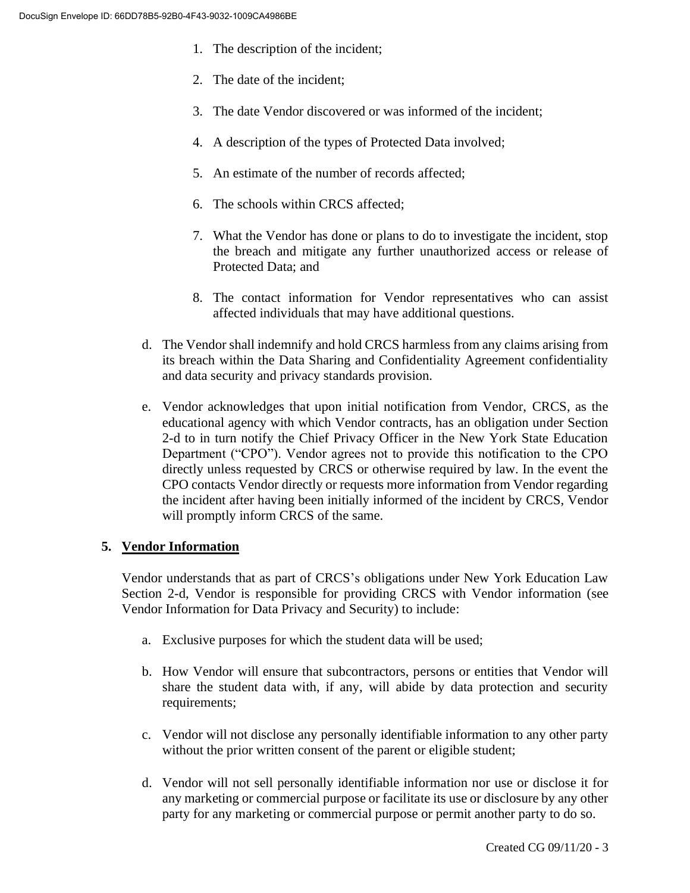1. The description of the incident;
2. The date of the incident;
3. The date Vendor discovered or was informed of the incident;
4. A description of the types of Protected Data involved;
5. An estimate of the number of records affected;
6. The schools within CRCS affected;
7. What the Vendor has done or plans to do to investigate the incident, stop the breach and mitigate any further unauthorized access or release of Protected Data; and
8. The contact information for Vendor representatives who can assist affected individuals that may have additional questions.

d. The Vendor shall indemnify and hold CRCS harmless from any claims arising from its breach within the Data Sharing and Confidentiality Agreement confidentiality and data security and privacy standards provision.

e. Vendor acknowledges that upon initial notification from Vendor, CRCS, as the educational agency with which Vendor contracts, has an obligation under Section 2-d to in turn notify the Chief Privacy Officer in the New York State Education Department ("CPO"). Vendor agrees not to provide this notification to the CPO directly unless requested by CRCS or otherwise required by law. In the event the CPO contacts Vendor directly or requests more information from Vendor regarding the incident after having been initially informed of the incident by CRCS, Vendor will promptly inform CRCS of the same.

## 5. Vendor Information

Vendor understands that as part of CRCS's obligations under New York Education Law Section 2-d, Vendor is responsible for providing CRCS with Vendor information (see Vendor Information for Data Privacy and Security) to include:

a. Exclusive purposes for which the student data will be used;

b. How Vendor will ensure that subcontractors, persons or entities that Vendor will share the student data with, if any, will abide by data protection and security requirements;

c. Vendor will not disclose any personally identifiable information to any other party without the prior written consent of the parent or eligible student;

d. Vendor will not sell personally identifiable information nor use or disclose it for any marketing or commercial purpose or facilitate its use or disclosure by any other party for any marketing or commercial purpose or permit another party to do so.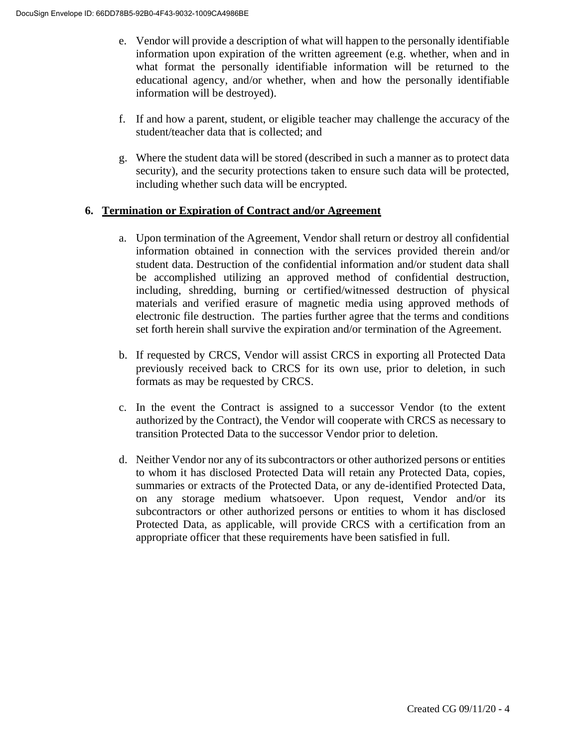e. Vendor will provide a description of what will happen to the personally identifiable information upon expiration of the written agreement (e.g. whether, when and in what format the personally identifiable information will be returned to the educational agency, and/or whether, when and how the personally identifiable information will be destroyed).

f. If and how a parent, student, or eligible teacher may challenge the accuracy of the student/teacher data that is collected; and

g. Where the student data will be stored (described in such a manner as to protect data security), and the security protections taken to ensure such data will be protected, including whether such data will be encrypted.

**6. <u>Termination or Expiration of Contract and/or Agreement</u>**

a. Upon termination of the Agreement, Vendor shall return or destroy all confidential information obtained in connection with the services provided therein and/or student data. Destruction of the confidential information and/or student data shall be accomplished utilizing an approved method of confidential destruction, including, shredding, burning or certified/witnessed destruction of physical materials and verified erasure of magnetic media using approved methods of electronic file destruction. The parties further agree that the terms and conditions set forth herein shall survive the expiration and/or termination of the Agreement.

b. If requested by CRCS, Vendor will assist CRCS in exporting all Protected Data previously received back to CRCS for its own use, prior to deletion, in such formats as may be requested by CRCS.

c. In the event the Contract is assigned to a successor Vendor (to the extent authorized by the Contract), the Vendor will cooperate with CRCS as necessary to transition Protected Data to the successor Vendor prior to deletion.

d. Neither Vendor nor any of its subcontractors or other authorized persons or entities to whom it has disclosed Protected Data will retain any Protected Data, copies, summaries or extracts of the Protected Data, or any de-identified Protected Data, on any storage medium whatsoever. Upon request, Vendor and/or its subcontractors or other authorized persons or entities to whom it has disclosed Protected Data, as applicable, will provide CRCS with a certification from an appropriate officer that these requirements have been satisfied in full.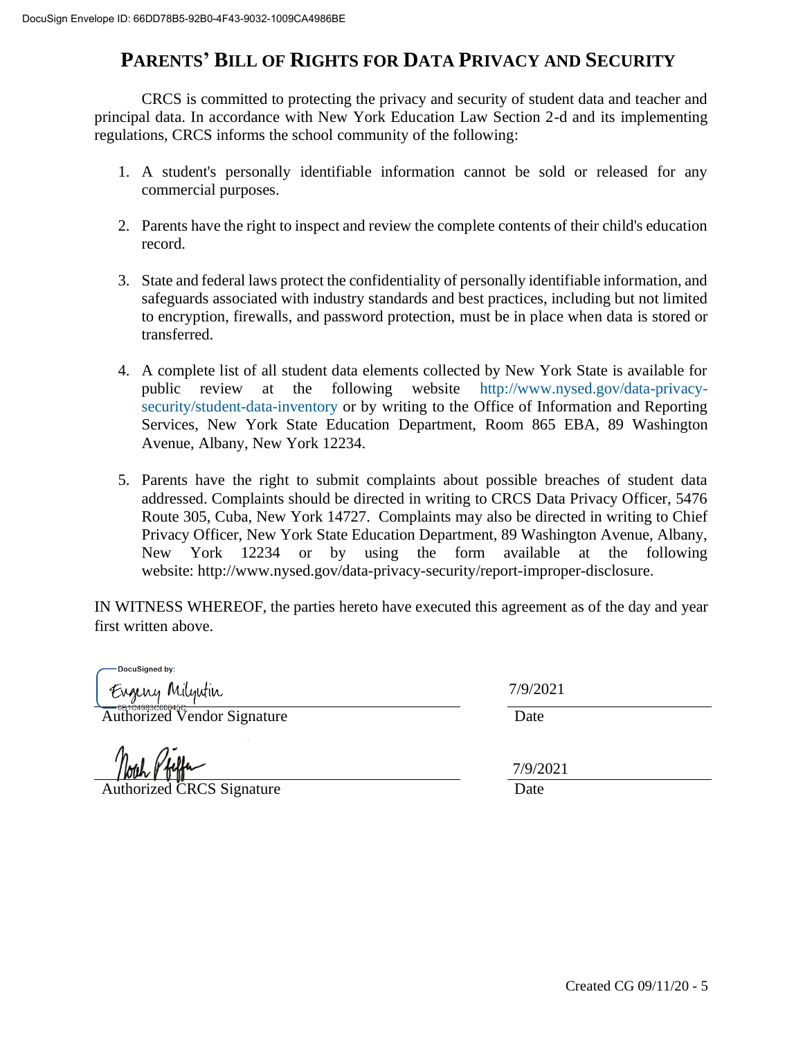# PARENTS' BILL OF RIGHTS FOR DATA PRIVACY AND SECURITY

CRCS is committed to protecting the privacy and security of student data and teacher and principal data. In accordance with New York Education Law Section 2-d and its implementing regulations, CRCS informs the school community of the following:

1. A student's personally identifiable information cannot be sold or released for any commercial purposes.
2. Parents have the right to inspect and review the complete contents of their child's education record.
3. State and federal laws protect the confidentiality of personally identifiable information, and safeguards associated with industry standards and best practices, including but not limited to encryption, firewalls, and password protection, must be in place when data is stored or transferred.
4. A complete list of all student data elements collected by New York State is available for public review at the following website http://www.nysed.gov/data-privacy-security/student-data-inventory or by writing to the Office of Information and Reporting Services, New York State Education Department, Room 865 EBA, 89 Washington Avenue, Albany, New York 12234.
5. Parents have the right to submit complaints about possible breaches of student data addressed. Complaints should be directed in writing to CRCS Data Privacy Officer, 5476 Route 305, Cuba, New York 14727. Complaints may also be directed in writing to Chief Privacy Officer, New York State Education Department, 89 Washington Avenue, Albany, New York 12234 or by using the form available at the following website: http://www.nysed.gov/data-privacy-security/report-improper-disclosure.

IN WITNESS WHEREOF, the parties hereto have executed this agreement as of the day and year first written above.

DocuSigned by: Evgeny Milyutin

Authorized Vendor Signature — Date: 7/9/2021

Noah Pfeffer

Authorized CRCS Signature — Date: 7/9/2021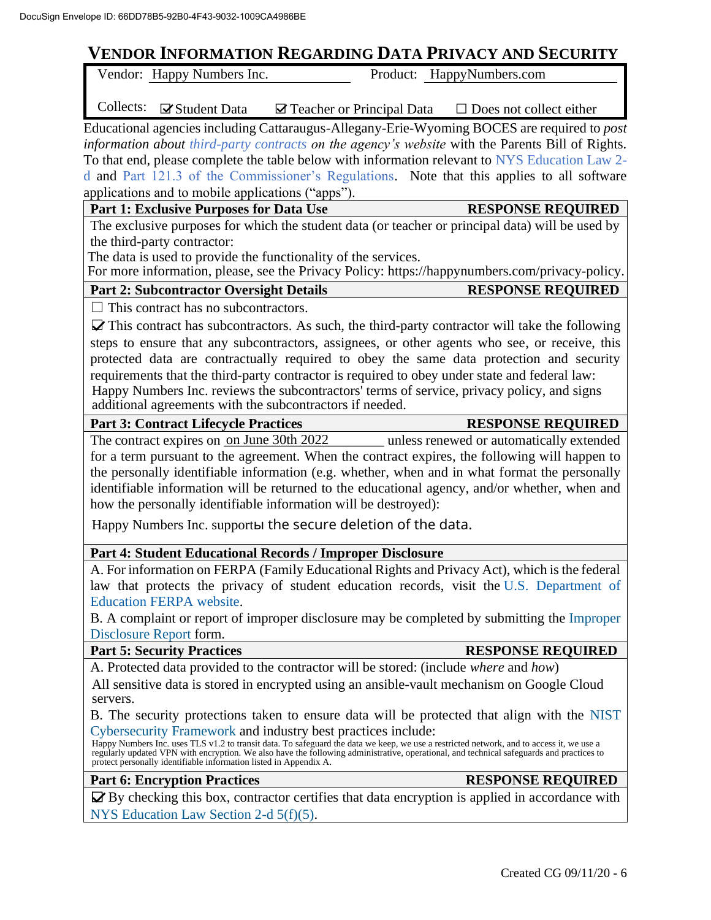DocuSign Envelope ID: 66DD78B5-92B0-4F43-9032-1009CA4986BE

# VENDOR INFORMATION REGARDING DATA PRIVACY AND SECURITY

Vendor: Happy Numbers Inc. Product: HappyNumbers.com

Collects: ☑ Student Data ☑ Teacher or Principal Data ☐ Does not collect either

Educational agencies including Cattaraugus-Allegany-Erie-Wyoming BOCES are required to *post information about third-party contracts on the agency's website* with the Parents Bill of Rights. To that end, please complete the table below with information relevant to NYS Education Law 2-d and Part 121.3 of the Commissioner's Regulations. Note that this applies to all software applications and to mobile applications ("apps").

**Part 1: Exclusive Purposes for Data Use** **RESPONSE REQUIRED**

The exclusive purposes for which the student data (or teacher or principal data) will be used by the third-party contractor:

The data is used to provide the functionality of the services.
For more information, please, see the Privacy Policy: https://happynumbers.com/privacy-policy.

**Part 2: Subcontractor Oversight Details** **RESPONSE REQUIRED**

☐ This contract has no subcontractors.

☑ This contract has subcontractors. As such, the third-party contractor will take the following steps to ensure that any subcontractors, assignees, or other agents who see, or receive, this protected data are contractually required to obey the same data protection and security requirements that the third-party contractor is required to obey under state and federal law:

Happy Numbers Inc. reviews the subcontractors' terms of service, privacy policy, and signs additional agreements with the subcontractors if needed.

**Part 3: Contract Lifecycle Practices** **RESPONSE REQUIRED**

The contract expires on on June 30th 2022 unless renewed or automatically extended for a term pursuant to the agreement. When the contract expires, the following will happen to the personally identifiable information (e.g. whether, when and in what format the personally identifiable information will be returned to the educational agency, and/or whether, when and how the personally identifiable information will be destroyed):

Happy Numbers Inc. supportы the secure deletion of the data.

**Part 4: Student Educational Records / Improper Disclosure**

A. For information on FERPA (Family Educational Rights and Privacy Act), which is the federal law that protects the privacy of student education records, visit the U.S. Department of Education FERPA website.

B. A complaint or report of improper disclosure may be completed by submitting the Improper Disclosure Report form.

**Part 5: Security Practices** **RESPONSE REQUIRED**

A. Protected data provided to the contractor will be stored: (include *where* and *how*)

All sensitive data is stored in encrypted using an ansible-vault mechanism on Google Cloud servers.

B. The security protections taken to ensure data will be protected that align with the NIST Cybersecurity Framework and industry best practices include:

Happy Numbers Inc. uses TLS v1.2 to transit data. To safeguard the data we keep, we use a restricted network, and to access it, we use a regularly updated VPN with encryption. We also have the following administrative, operational, and technical safeguards and practices to protect personally identifiable information listed in Appendix A.

**Part 6: Encryption Practices** **RESPONSE REQUIRED**

☑ By checking this box, contractor certifies that data encryption is applied in accordance with NYS Education Law Section 2-d 5(f)(5).

Created CG 09/11/20 - 6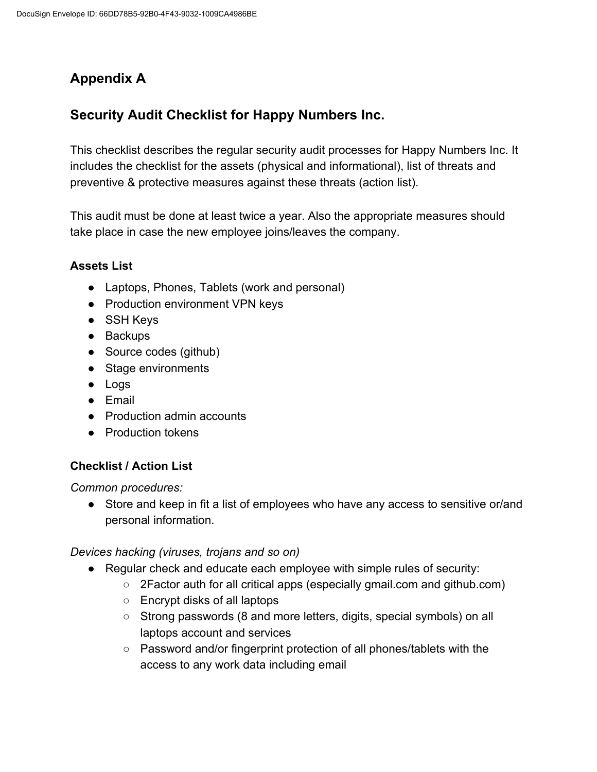## Appendix A

## Security Audit Checklist for Happy Numbers Inc.

This checklist describes the regular security audit processes for Happy Numbers Inc. It includes the checklist for the assets (physical and informational), list of threats and preventive & protective measures against these threats (action list).

This audit must be done at least twice a year. Also the appropriate measures should take place in case the new employee joins/leaves the company.

### Assets List

- Laptops, Phones, Tablets (work and personal)
- Production environment VPN keys
- SSH Keys
- Backups
- Source codes (github)
- Stage environments
- Logs
- Email
- Production admin accounts
- Production tokens

### Checklist / Action List

*Common procedures:*

- Store and keep in fit a list of employees who have any access to sensitive or/and personal information.

*Devices hacking (viruses, trojans and so on)*

- Regular check and educate each employee with simple rules of security:
  - 2Factor auth for all critical apps (especially gmail.com and github.com)
  - Encrypt disks of all laptops
  - Strong passwords (8 and more letters, digits, special symbols) on all laptops account and services
  - Password and/or fingerprint protection of all phones/tablets with the access to any work data including email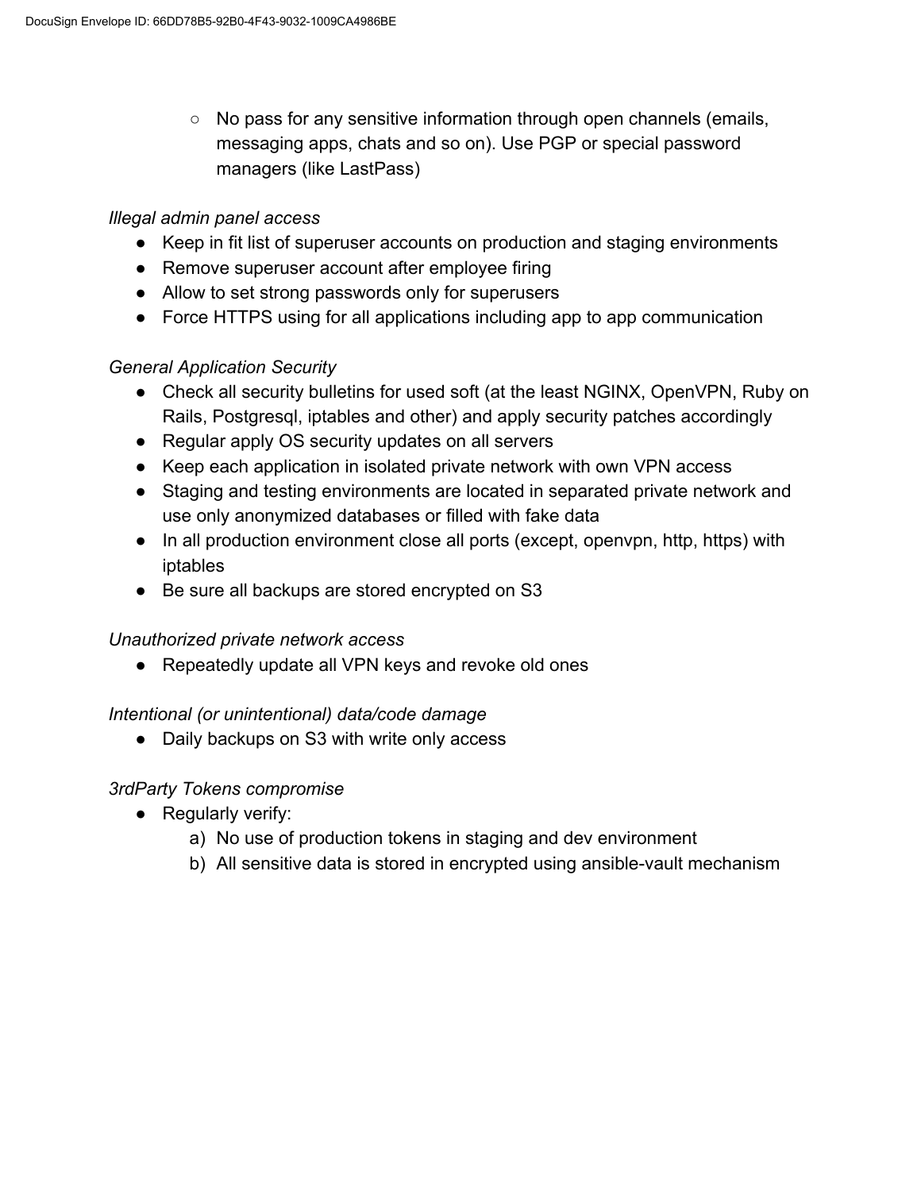- No pass for any sensitive information through open channels (emails, messaging apps, chats and so on). Use PGP or special password managers (like LastPass)

*Illegal admin panel access*

- Keep in fit list of superuser accounts on production and staging environments
- Remove superuser account after employee firing
- Allow to set strong passwords only for superusers
- Force HTTPS using for all applications including app to app communication

*General Application Security*

- Check all security bulletins for used soft (at the least NGINX, OpenVPN, Ruby on Rails, Postgresql, iptables and other) and apply security patches accordingly
- Regular apply OS security updates on all servers
- Keep each application in isolated private network with own VPN access
- Staging and testing environments are located in separated private network and use only anonymized databases or filled with fake data
- In all production environment close all ports (except, openvpn, http, https) with iptables
- Be sure all backups are stored encrypted on S3

*Unauthorized private network access*

- Repeatedly update all VPN keys and revoke old ones

*Intentional (or unintentional) data/code damage*

- Daily backups on S3 with write only access

*3rdParty Tokens compromise*

- Regularly verify:
  a) No use of production tokens in staging and dev environment
  b) All sensitive data is stored in encrypted using ansible-vault mechanism